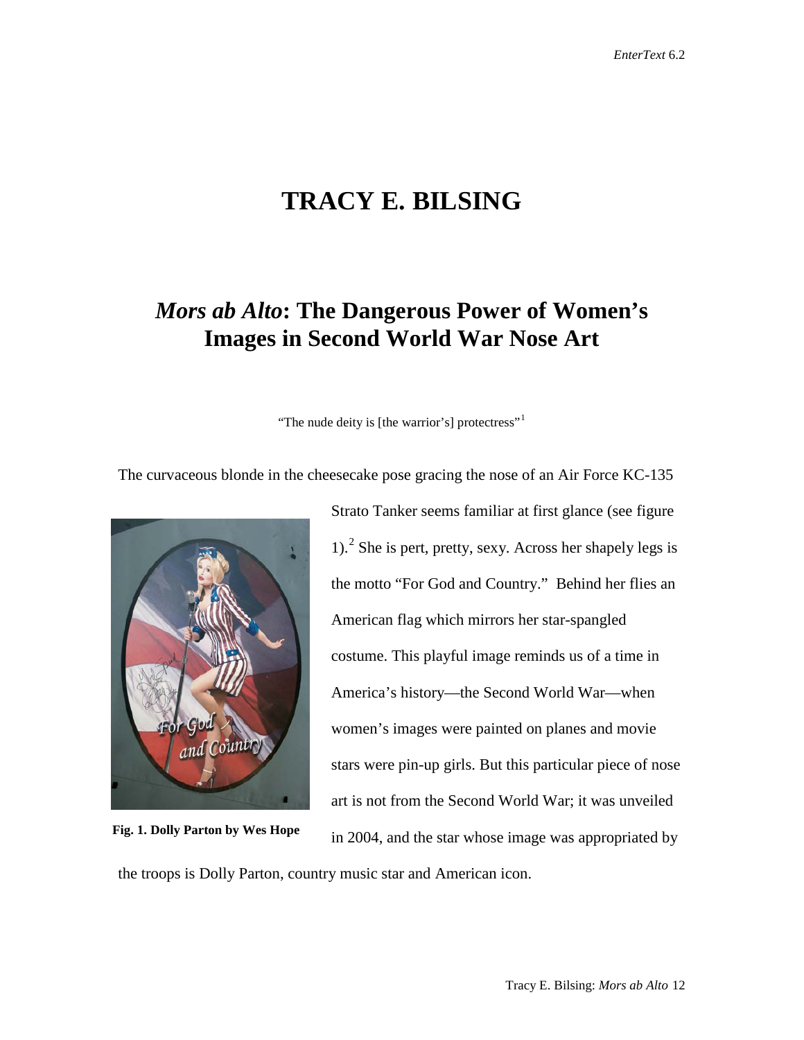# TRACY E. BILSING

## *Mors ab Alto*: The Dangerous Power of Women's Images in Second World War Nose Art

"The nude deity is [the warrior's] protectress"[1]

The curvaceous blonde in the cheesecake pose gracing the nose of an Air Force KC-135 Strato Tanker seems familiar at first glance (see figure 1).[2] She is pert, pretty, sexy. Across her shapely legs is the motto "For God and Country." Behind her flies an American flag which mirrors her star-spangled costume. This playful image reminds us of a time in America's history—the Second World War—when women's images were painted on planes and movie stars were pin-up girls. But this particular piece of nose art is not from the Second World War; it was unveiled in 2004, and the star whose image was appropriated by the troops is Dolly Parton, country music star and American icon.

**Fig. 1. Dolly Parton by Wes Hope**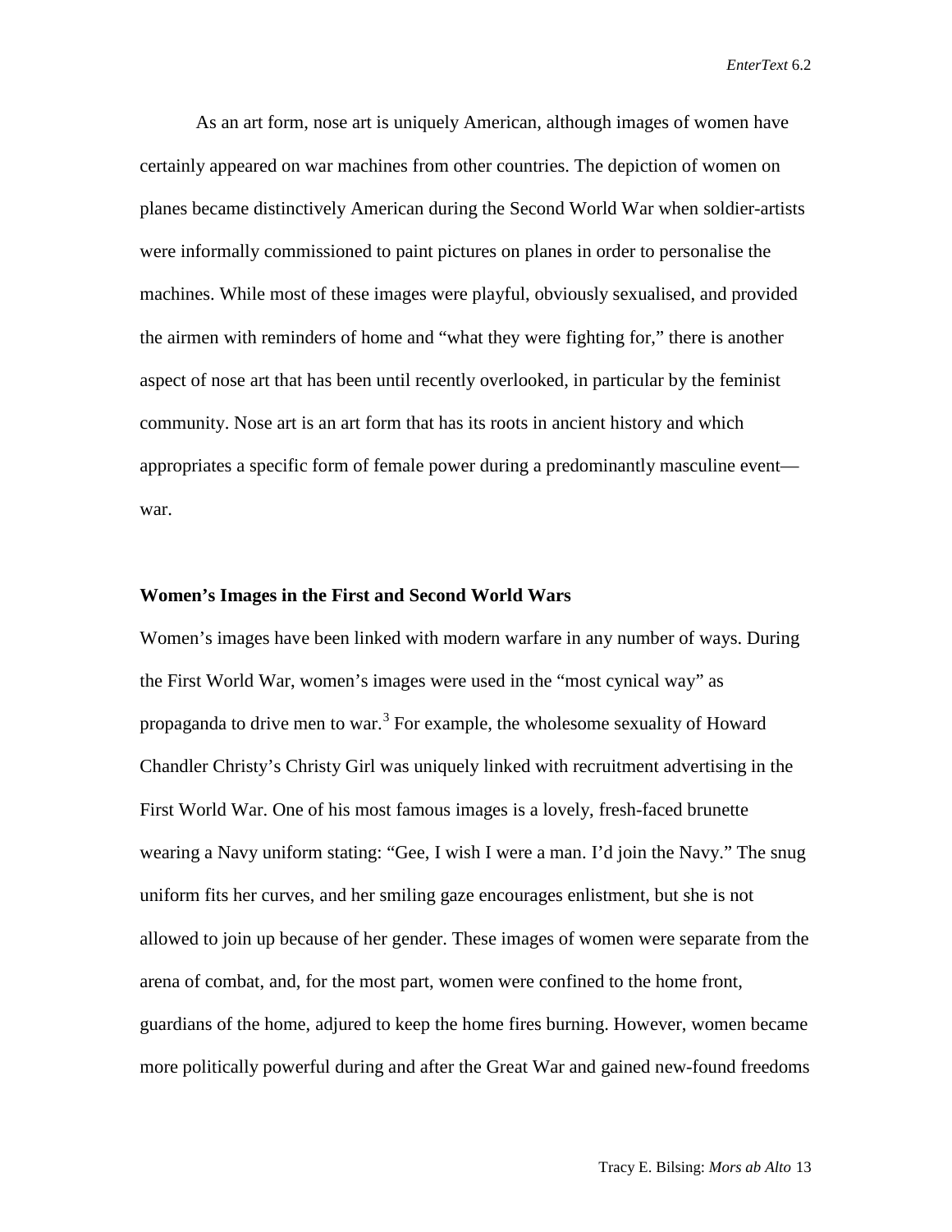As an art form, nose art is uniquely American, although images of women have certainly appeared on war machines from other countries. The depiction of women on planes became distinctively American during the Second World War when soldier-artists were informally commissioned to paint pictures on planes in order to personalise the machines. While most of these images were playful, obviously sexualised, and provided the airmen with reminders of home and "what they were fighting for," there is another aspect of nose art that has been until recently overlooked, in particular by the feminist community. Nose art is an art form that has its roots in ancient history and which appropriates a specific form of female power during a predominantly masculine event—war.

### Women's Images in the First and Second World Wars

Women's images have been linked with modern warfare in any number of ways. During the First World War, women's images were used in the "most cynical way" as propaganda to drive men to war.[3] For example, the wholesome sexuality of Howard Chandler Christy's Christy Girl was uniquely linked with recruitment advertising in the First World War. One of his most famous images is a lovely, fresh-faced brunette wearing a Navy uniform stating: "Gee, I wish I were a man. I'd join the Navy." The snug uniform fits her curves, and her smiling gaze encourages enlistment, but she is not allowed to join up because of her gender. These images of women were separate from the arena of combat, and, for the most part, women were confined to the home front, guardians of the home, adjured to keep the home fires burning. However, women became more politically powerful during and after the Great War and gained new-found freedoms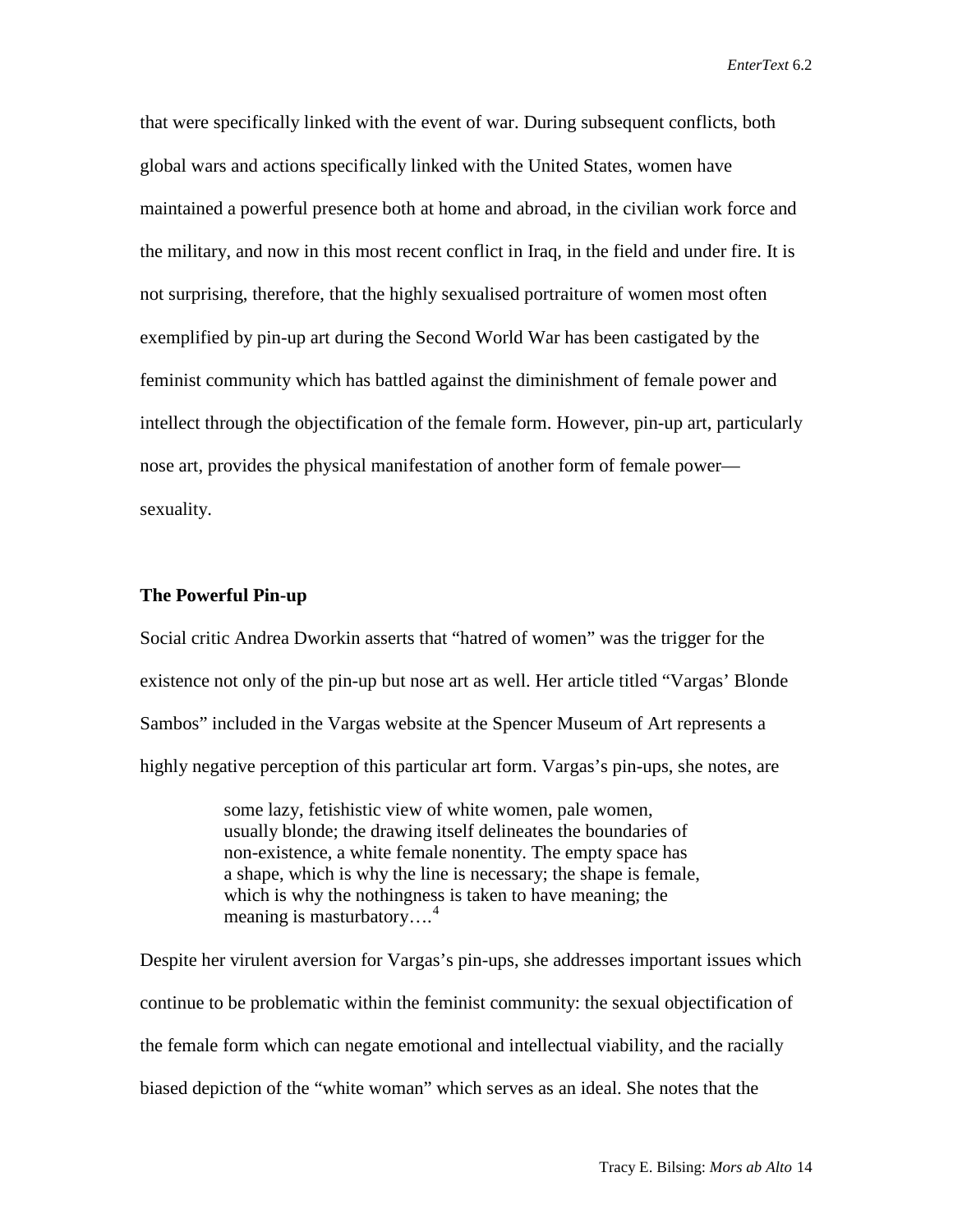that were specifically linked with the event of war. During subsequent conflicts, both global wars and actions specifically linked with the United States, women have maintained a powerful presence both at home and abroad, in the civilian work force and the military, and now in this most recent conflict in Iraq, in the field and under fire. It is not surprising, therefore, that the highly sexualised portraiture of women most often exemplified by pin-up art during the Second World War has been castigated by the feminist community which has battled against the diminishment of female power and intellect through the objectification of the female form. However, pin-up art, particularly nose art, provides the physical manifestation of another form of female power—sexuality.

## The Powerful Pin-up

Social critic Andrea Dworkin asserts that "hatred of women" was the trigger for the existence not only of the pin-up but nose art as well. Her article titled "Vargas' Blonde Sambos" included in the Vargas website at the Spencer Museum of Art represents a highly negative perception of this particular art form. Vargas's pin-ups, she notes, are

> some lazy, fetishistic view of white women, pale women, usually blonde; the drawing itself delineates the boundaries of non-existence, a white female nonentity. The empty space has a shape, which is why the line is necessary; the shape is female, which is why the nothingness is taken to have meaning; the meaning is masturbatory….[4]

Despite her virulent aversion for Vargas's pin-ups, she addresses important issues which continue to be problematic within the feminist community: the sexual objectification of the female form which can negate emotional and intellectual viability, and the racially biased depiction of the "white woman" which serves as an ideal. She notes that the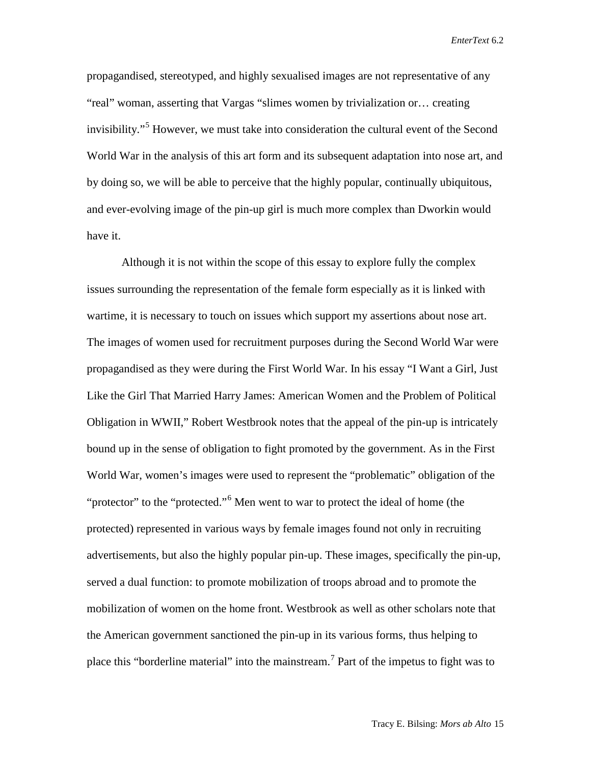propagandised, stereotyped, and highly sexualised images are not representative of any "real" woman, asserting that Vargas "slimes women by trivialization or… creating invisibility."[5] However, we must take into consideration the cultural event of the Second World War in the analysis of this art form and its subsequent adaptation into nose art, and by doing so, we will be able to perceive that the highly popular, continually ubiquitous, and ever-evolving image of the pin-up girl is much more complex than Dworkin would have it.

Although it is not within the scope of this essay to explore fully the complex issues surrounding the representation of the female form especially as it is linked with wartime, it is necessary to touch on issues which support my assertions about nose art. The images of women used for recruitment purposes during the Second World War were propagandised as they were during the First World War. In his essay "I Want a Girl, Just Like the Girl That Married Harry James: American Women and the Problem of Political Obligation in WWII," Robert Westbrook notes that the appeal of the pin-up is intricately bound up in the sense of obligation to fight promoted by the government. As in the First World War, women's images were used to represent the "problematic" obligation of the "protector" to the "protected."[6] Men went to war to protect the ideal of home (the protected) represented in various ways by female images found not only in recruiting advertisements, but also the highly popular pin-up. These images, specifically the pin-up, served a dual function: to promote mobilization of troops abroad and to promote the mobilization of women on the home front. Westbrook as well as other scholars note that the American government sanctioned the pin-up in its various forms, thus helping to place this "borderline material" into the mainstream.[7] Part of the impetus to fight was to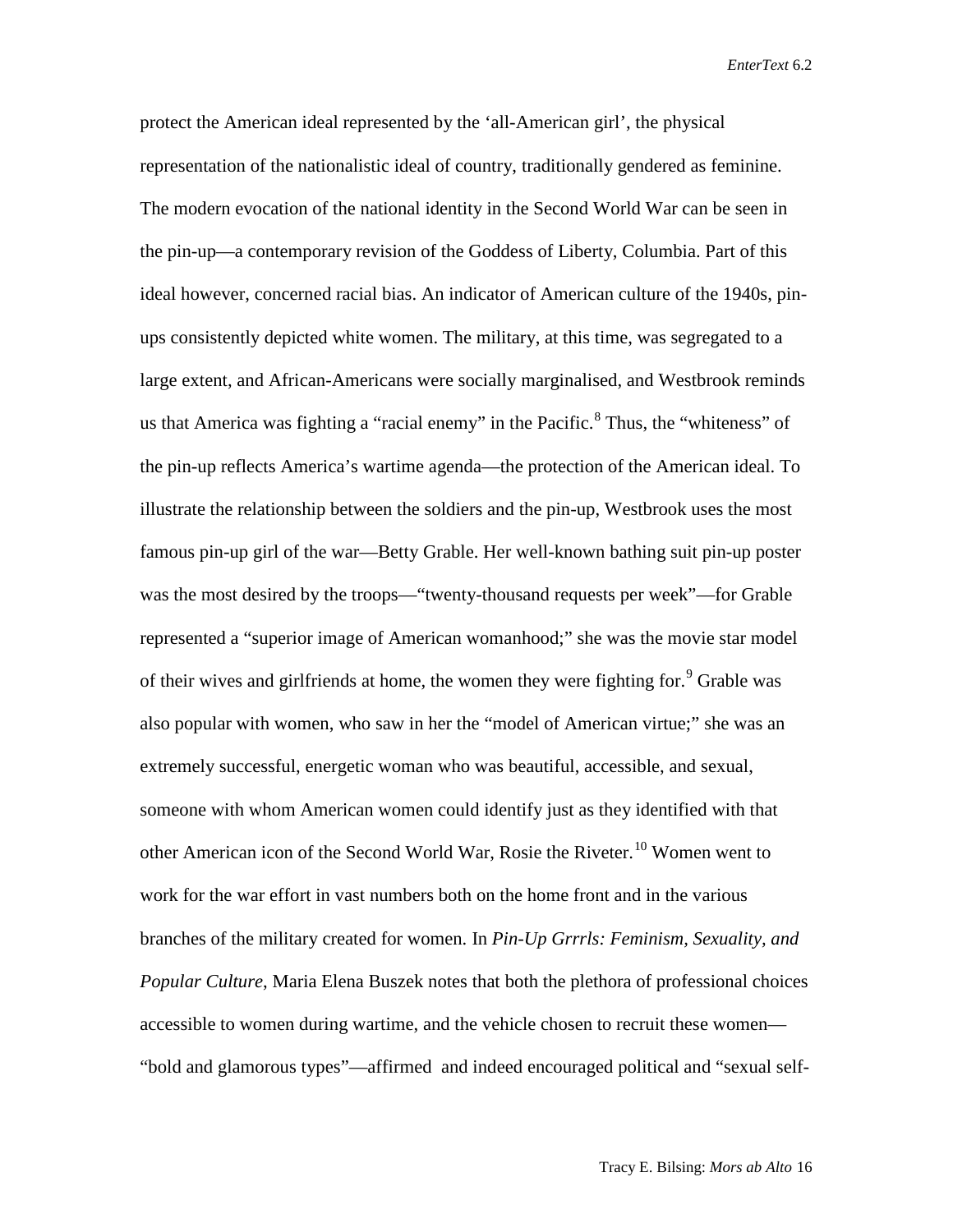protect the American ideal represented by the 'all-American girl', the physical representation of the nationalistic ideal of country, traditionally gendered as feminine. The modern evocation of the national identity in the Second World War can be seen in the pin-up—a contemporary revision of the Goddess of Liberty, Columbia. Part of this ideal however, concerned racial bias. An indicator of American culture of the 1940s, pin-ups consistently depicted white women. The military, at this time, was segregated to a large extent, and African-Americans were socially marginalised, and Westbrook reminds us that America was fighting a "racial enemy" in the Pacific.[8] Thus, the "whiteness" of the pin-up reflects America's wartime agenda—the protection of the American ideal. To illustrate the relationship between the soldiers and the pin-up, Westbrook uses the most famous pin-up girl of the war—Betty Grable. Her well-known bathing suit pin-up poster was the most desired by the troops—"twenty-thousand requests per week"—for Grable represented a "superior image of American womanhood;" she was the movie star model of their wives and girlfriends at home, the women they were fighting for.[9] Grable was also popular with women, who saw in her the "model of American virtue;" she was an extremely successful, energetic woman who was beautiful, accessible, and sexual, someone with whom American women could identify just as they identified with that other American icon of the Second World War, Rosie the Riveter.[10] Women went to work for the war effort in vast numbers both on the home front and in the various branches of the military created for women. In *Pin-Up Grrrls: Feminism, Sexuality, and Popular Culture*, Maria Elena Buszek notes that both the plethora of professional choices accessible to women during wartime, and the vehicle chosen to recruit these women—"bold and glamorous types"—affirmed and indeed encouraged political and "sexual self-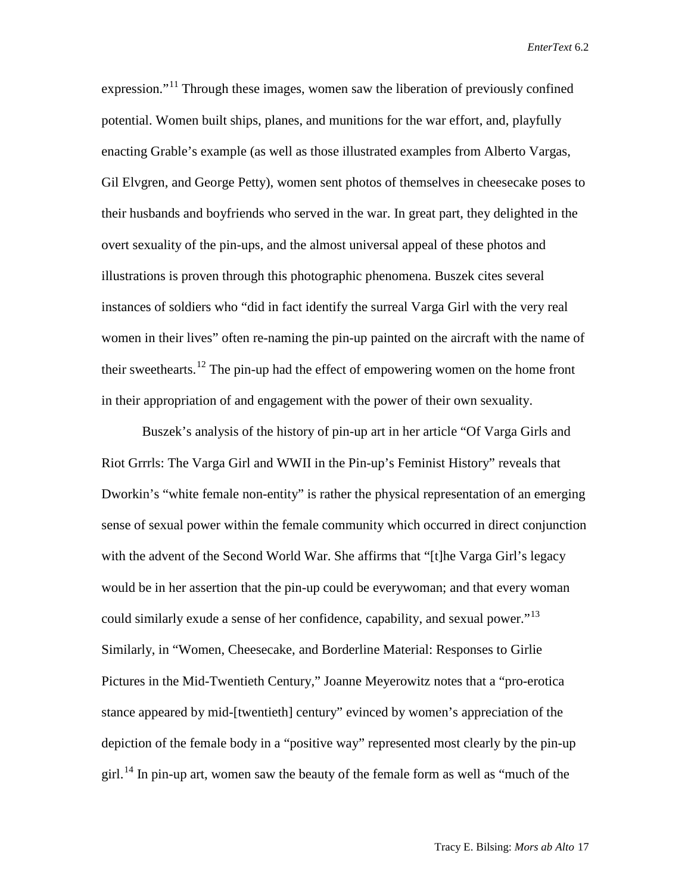expression."[11] Through these images, women saw the liberation of previously confined potential. Women built ships, planes, and munitions for the war effort, and, playfully enacting Grable's example (as well as those illustrated examples from Alberto Vargas, Gil Elvgren, and George Petty), women sent photos of themselves in cheesecake poses to their husbands and boyfriends who served in the war. In great part, they delighted in the overt sexuality of the pin-ups, and the almost universal appeal of these photos and illustrations is proven through this photographic phenomena. Buszek cites several instances of soldiers who "did in fact identify the surreal Varga Girl with the very real women in their lives" often re-naming the pin-up painted on the aircraft with the name of their sweethearts.[12] The pin-up had the effect of empowering women on the home front in their appropriation of and engagement with the power of their own sexuality.

Buszek's analysis of the history of pin-up art in her article "Of Varga Girls and Riot Grrrls: The Varga Girl and WWII in the Pin-up's Feminist History" reveals that Dworkin's "white female non-entity" is rather the physical representation of an emerging sense of sexual power within the female community which occurred in direct conjunction with the advent of the Second World War. She affirms that "[t]he Varga Girl's legacy would be in her assertion that the pin-up could be everywoman; and that every woman could similarly exude a sense of her confidence, capability, and sexual power."[13] Similarly, in "Women, Cheesecake, and Borderline Material: Responses to Girlie Pictures in the Mid-Twentieth Century," Joanne Meyerowitz notes that a "pro-erotica stance appeared by mid-[twentieth] century" evinced by women's appreciation of the depiction of the female body in a "positive way" represented most clearly by the pin-up girl.[14] In pin-up art, women saw the beauty of the female form as well as "much of the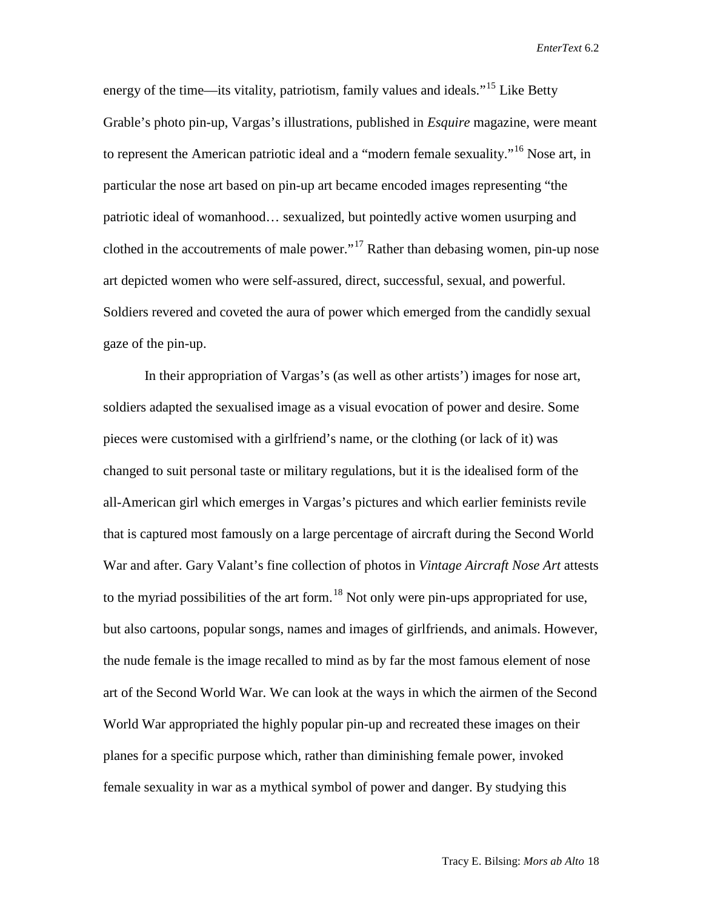energy of the time—its vitality, patriotism, family values and ideals."[15] Like Betty Grable's photo pin-up, Vargas's illustrations, published in *Esquire* magazine, were meant to represent the American patriotic ideal and a "modern female sexuality."[16] Nose art, in particular the nose art based on pin-up art became encoded images representing "the patriotic ideal of womanhood… sexualized, but pointedly active women usurping and clothed in the accoutrements of male power."[17] Rather than debasing women, pin-up nose art depicted women who were self-assured, direct, successful, sexual, and powerful. Soldiers revered and coveted the aura of power which emerged from the candidly sexual gaze of the pin-up.

In their appropriation of Vargas's (as well as other artists') images for nose art, soldiers adapted the sexualised image as a visual evocation of power and desire. Some pieces were customised with a girlfriend's name, or the clothing (or lack of it) was changed to suit personal taste or military regulations, but it is the idealised form of the all-American girl which emerges in Vargas's pictures and which earlier feminists revile that is captured most famously on a large percentage of aircraft during the Second World War and after. Gary Valant's fine collection of photos in *Vintage Aircraft Nose Art* attests to the myriad possibilities of the art form.[18] Not only were pin-ups appropriated for use, but also cartoons, popular songs, names and images of girlfriends, and animals. However, the nude female is the image recalled to mind as by far the most famous element of nose art of the Second World War. We can look at the ways in which the airmen of the Second World War appropriated the highly popular pin-up and recreated these images on their planes for a specific purpose which, rather than diminishing female power, invoked female sexuality in war as a mythical symbol of power and danger. By studying this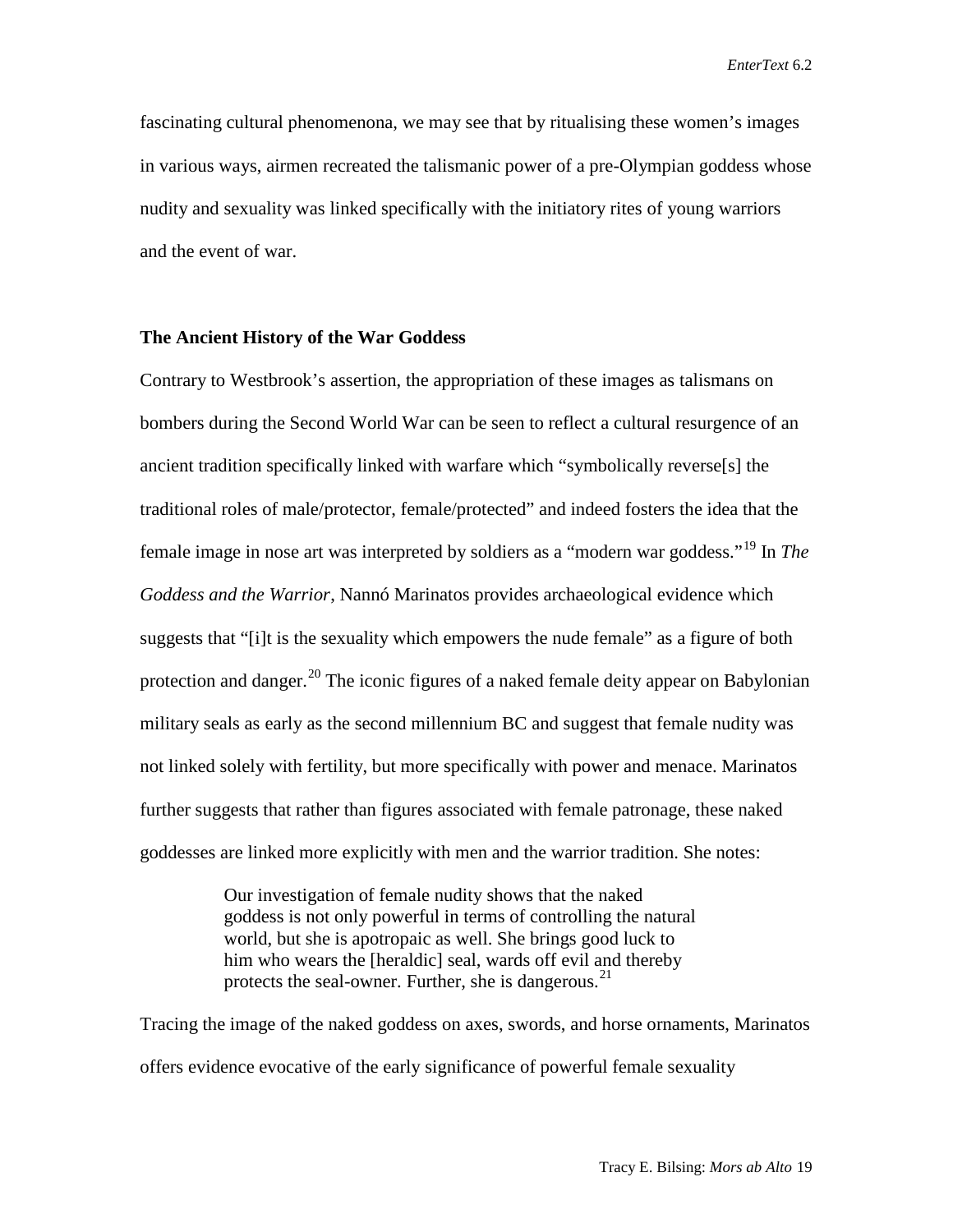fascinating cultural phenomenona, we may see that by ritualising these women's images in various ways, airmen recreated the talismanic power of a pre-Olympian goddess whose nudity and sexuality was linked specifically with the initiatory rites of young warriors and the event of war.

### The Ancient History of the War Goddess

Contrary to Westbrook's assertion, the appropriation of these images as talismans on bombers during the Second World War can be seen to reflect a cultural resurgence of an ancient tradition specifically linked with warfare which "symbolically reverse[s] the traditional roles of male/protector, female/protected" and indeed fosters the idea that the female image in nose art was interpreted by soldiers as a "modern war goddess."[19] In *The Goddess and the Warrior*, Nannó Marinatos provides archaeological evidence which suggests that "[i]t is the sexuality which empowers the nude female" as a figure of both protection and danger.[20] The iconic figures of a naked female deity appear on Babylonian military seals as early as the second millennium BC and suggest that female nudity was not linked solely with fertility, but more specifically with power and menace. Marinatos further suggests that rather than figures associated with female patronage, these naked goddesses are linked more explicitly with men and the warrior tradition. She notes:

> Our investigation of female nudity shows that the naked goddess is not only powerful in terms of controlling the natural world, but she is apotropaic as well. She brings good luck to him who wears the [heraldic] seal, wards off evil and thereby protects the seal-owner. Further, she is dangerous.[21]

Tracing the image of the naked goddess on axes, swords, and horse ornaments, Marinatos offers evidence evocative of the early significance of powerful female sexuality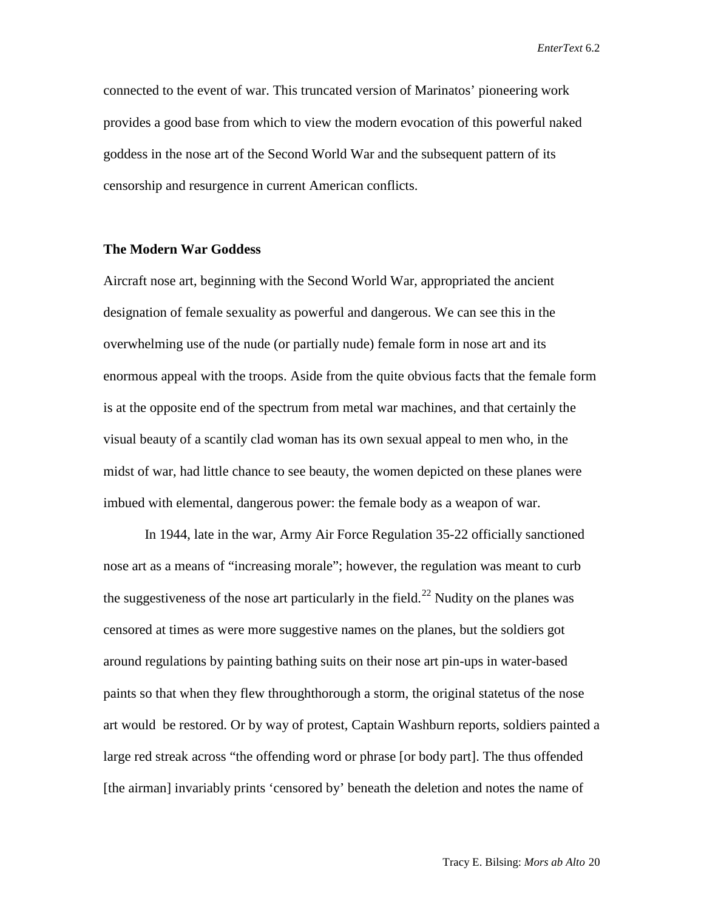connected to the event of war. This truncated version of Marinatos' pioneering work provides a good base from which to view the modern evocation of this powerful naked goddess in the nose art of the Second World War and the subsequent pattern of its censorship and resurgence in current American conflicts.

## The Modern War Goddess

Aircraft nose art, beginning with the Second World War, appropriated the ancient designation of female sexuality as powerful and dangerous. We can see this in the overwhelming use of the nude (or partially nude) female form in nose art and its enormous appeal with the troops. Aside from the quite obvious facts that the female form is at the opposite end of the spectrum from metal war machines, and that certainly the visual beauty of a scantily clad woman has its own sexual appeal to men who, in the midst of war, had little chance to see beauty, the women depicted on these planes were imbued with elemental, dangerous power: the female body as a weapon of war.

In 1944, late in the war, Army Air Force Regulation 35-22 officially sanctioned nose art as a means of "increasing morale"; however, the regulation was meant to curb the suggestiveness of the nose art particularly in the field.[22] Nudity on the planes was censored at times as were more suggestive names on the planes, but the soldiers got around regulations by painting bathing suits on their nose art pin-ups in water-based paints so that when they flew throughthorough a storm, the original statetus of the nose art would be restored. Or by way of protest, Captain Washburn reports, soldiers painted a large red streak across "the offending word or phrase [or body part]. The thus offended [the airman] invariably prints 'censored by' beneath the deletion and notes the name of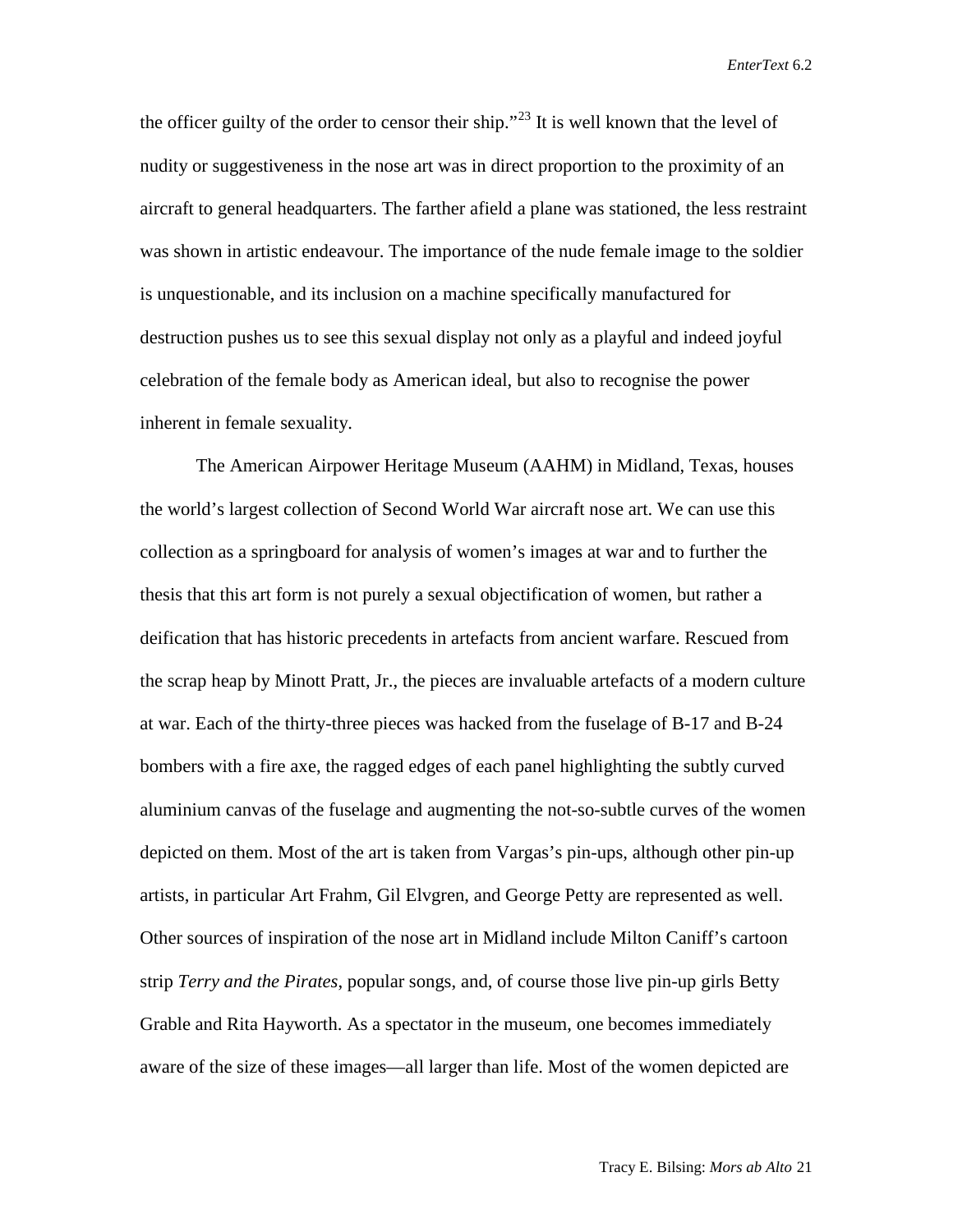the officer guilty of the order to censor their ship."[23] It is well known that the level of nudity or suggestiveness in the nose art was in direct proportion to the proximity of an aircraft to general headquarters. The farther afield a plane was stationed, the less restraint was shown in artistic endeavour. The importance of the nude female image to the soldier is unquestionable, and its inclusion on a machine specifically manufactured for destruction pushes us to see this sexual display not only as a playful and indeed joyful celebration of the female body as American ideal, but also to recognise the power inherent in female sexuality.

The American Airpower Heritage Museum (AAHM) in Midland, Texas, houses the world's largest collection of Second World War aircraft nose art. We can use this collection as a springboard for analysis of women's images at war and to further the thesis that this art form is not purely a sexual objectification of women, but rather a deification that has historic precedents in artefacts from ancient warfare. Rescued from the scrap heap by Minott Pratt, Jr., the pieces are invaluable artefacts of a modern culture at war. Each of the thirty-three pieces was hacked from the fuselage of B-17 and B-24 bombers with a fire axe, the ragged edges of each panel highlighting the subtly curved aluminium canvas of the fuselage and augmenting the not-so-subtle curves of the women depicted on them. Most of the art is taken from Vargas's pin-ups, although other pin-up artists, in particular Art Frahm, Gil Elvgren, and George Petty are represented as well. Other sources of inspiration of the nose art in Midland include Milton Caniff's cartoon strip *Terry and the Pirates*, popular songs, and, of course those live pin-up girls Betty Grable and Rita Hayworth. As a spectator in the museum, one becomes immediately aware of the size of these images—all larger than life. Most of the women depicted are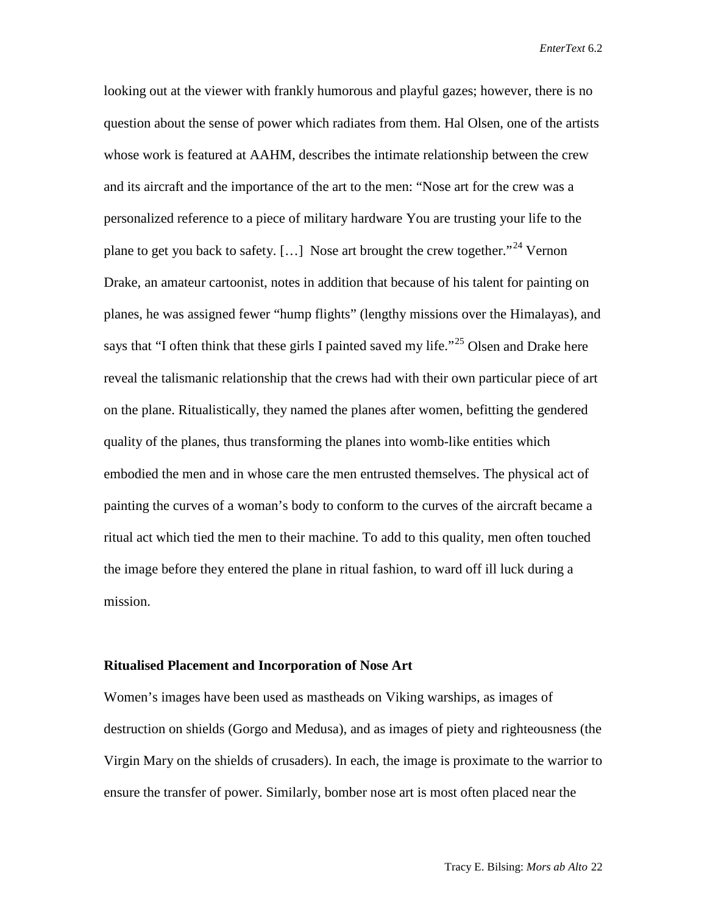looking out at the viewer with frankly humorous and playful gazes; however, there is no question about the sense of power which radiates from them. Hal Olsen, one of the artists whose work is featured at AAHM, describes the intimate relationship between the crew and its aircraft and the importance of the art to the men: "Nose art for the crew was a personalized reference to a piece of military hardware You are trusting your life to the plane to get you back to safety. […] Nose art brought the crew together."[24] Vernon Drake, an amateur cartoonist, notes in addition that because of his talent for painting on planes, he was assigned fewer "hump flights" (lengthy missions over the Himalayas), and says that "I often think that these girls I painted saved my life."[25] Olsen and Drake here reveal the talismanic relationship that the crews had with their own particular piece of art on the plane. Ritualistically, they named the planes after women, befitting the gendered quality of the planes, thus transforming the planes into womb-like entities which embodied the men and in whose care the men entrusted themselves. The physical act of painting the curves of a woman's body to conform to the curves of the aircraft became a ritual act which tied the men to their machine. To add to this quality, men often touched the image before they entered the plane in ritual fashion, to ward off ill luck during a mission.

## Ritualised Placement and Incorporation of Nose Art

Women's images have been used as mastheads on Viking warships, as images of destruction on shields (Gorgo and Medusa), and as images of piety and righteousness (the Virgin Mary on the shields of crusaders). In each, the image is proximate to the warrior to ensure the transfer of power. Similarly, bomber nose art is most often placed near the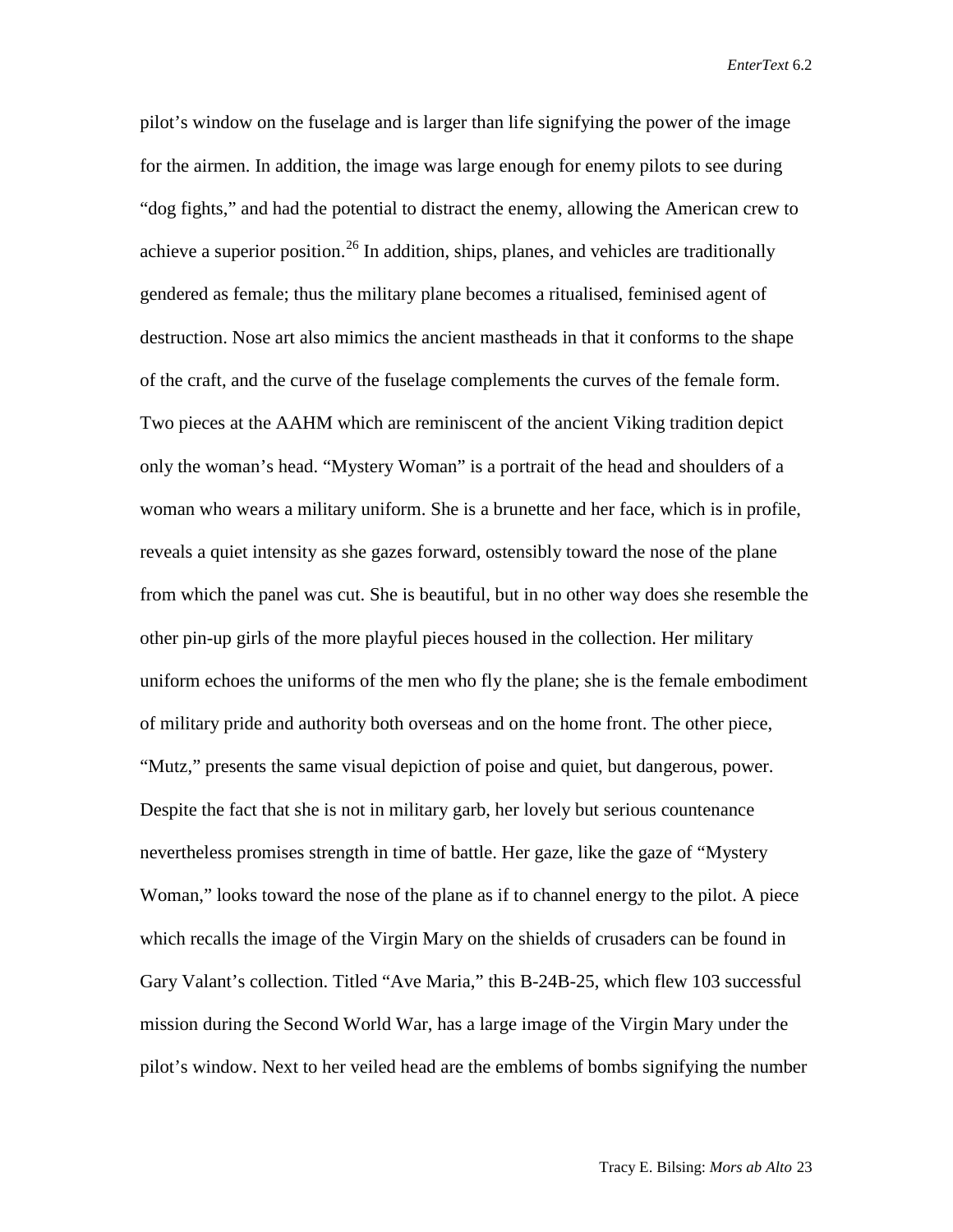pilot's window on the fuselage and is larger than life signifying the power of the image for the airmen. In addition, the image was large enough for enemy pilots to see during "dog fights," and had the potential to distract the enemy, allowing the American crew to achieve a superior position.[26] In addition, ships, planes, and vehicles are traditionally gendered as female; thus the military plane becomes a ritualised, feminised agent of destruction. Nose art also mimics the ancient mastheads in that it conforms to the shape of the craft, and the curve of the fuselage complements the curves of the female form. Two pieces at the AAHM which are reminiscent of the ancient Viking tradition depict only the woman's head. "Mystery Woman" is a portrait of the head and shoulders of a woman who wears a military uniform. She is a brunette and her face, which is in profile, reveals a quiet intensity as she gazes forward, ostensibly toward the nose of the plane from which the panel was cut. She is beautiful, but in no other way does she resemble the other pin-up girls of the more playful pieces housed in the collection. Her military uniform echoes the uniforms of the men who fly the plane; she is the female embodiment of military pride and authority both overseas and on the home front. The other piece, "Mutz," presents the same visual depiction of poise and quiet, but dangerous, power. Despite the fact that she is not in military garb, her lovely but serious countenance nevertheless promises strength in time of battle. Her gaze, like the gaze of "Mystery Woman," looks toward the nose of the plane as if to channel energy to the pilot. A piece which recalls the image of the Virgin Mary on the shields of crusaders can be found in Gary Valant's collection. Titled "Ave Maria," this B-24B-25, which flew 103 successful mission during the Second World War, has a large image of the Virgin Mary under the pilot's window. Next to her veiled head are the emblems of bombs signifying the number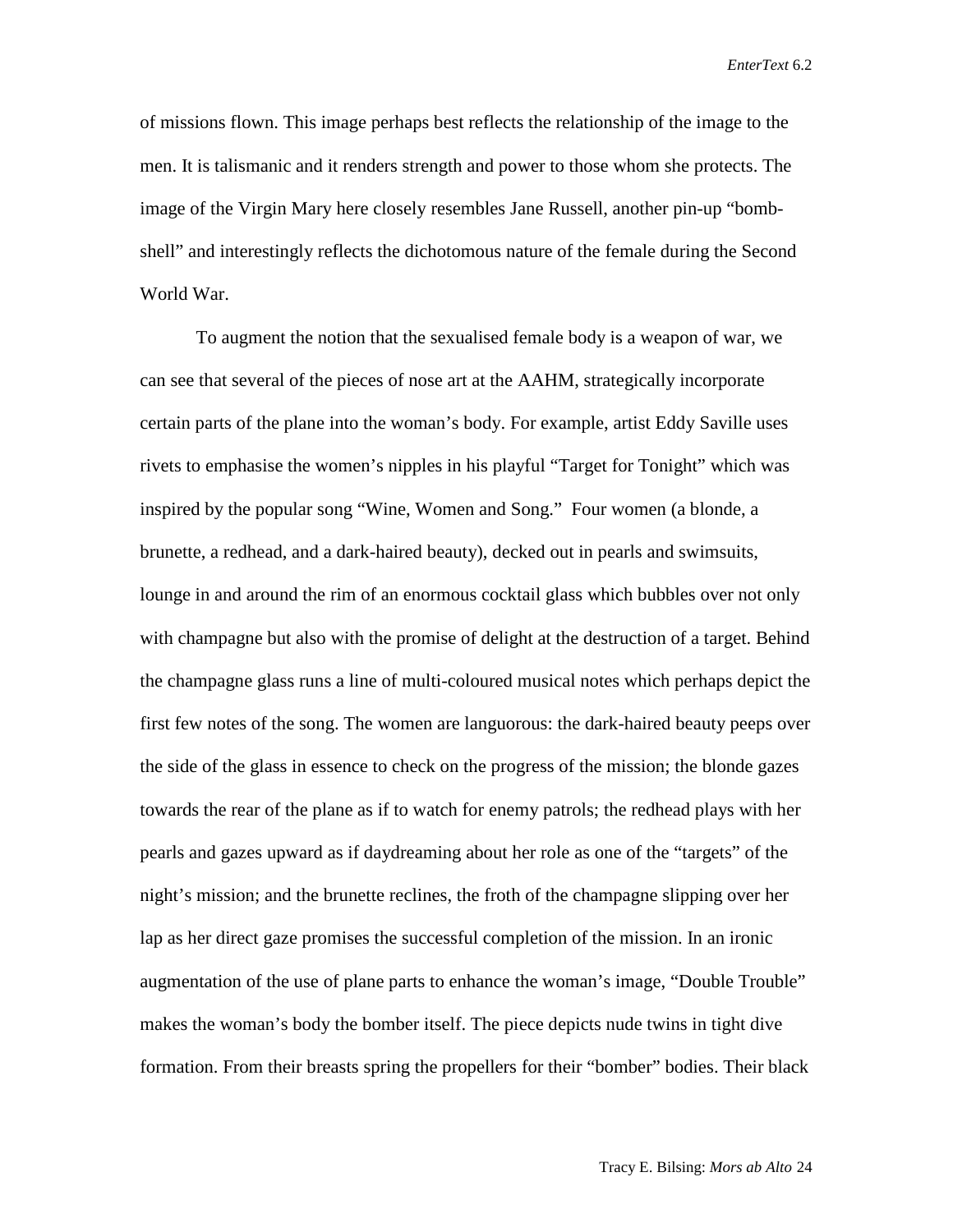of missions flown. This image perhaps best reflects the relationship of the image to the men. It is talismanic and it renders strength and power to those whom she protects. The image of the Virgin Mary here closely resembles Jane Russell, another pin-up "bomb-shell" and interestingly reflects the dichotomous nature of the female during the Second World War.

To augment the notion that the sexualised female body is a weapon of war, we can see that several of the pieces of nose art at the AAHM, strategically incorporate certain parts of the plane into the woman's body. For example, artist Eddy Saville uses rivets to emphasise the women's nipples in his playful "Target for Tonight" which was inspired by the popular song "Wine, Women and Song." Four women (a blonde, a brunette, a redhead, and a dark-haired beauty), decked out in pearls and swimsuits, lounge in and around the rim of an enormous cocktail glass which bubbles over not only with champagne but also with the promise of delight at the destruction of a target. Behind the champagne glass runs a line of multi-coloured musical notes which perhaps depict the first few notes of the song. The women are languorous: the dark-haired beauty peeps over the side of the glass in essence to check on the progress of the mission; the blonde gazes towards the rear of the plane as if to watch for enemy patrols; the redhead plays with her pearls and gazes upward as if daydreaming about her role as one of the "targets" of the night's mission; and the brunette reclines, the froth of the champagne slipping over her lap as her direct gaze promises the successful completion of the mission. In an ironic augmentation of the use of plane parts to enhance the woman's image, "Double Trouble" makes the woman's body the bomber itself. The piece depicts nude twins in tight dive formation. From their breasts spring the propellers for their "bomber" bodies. Their black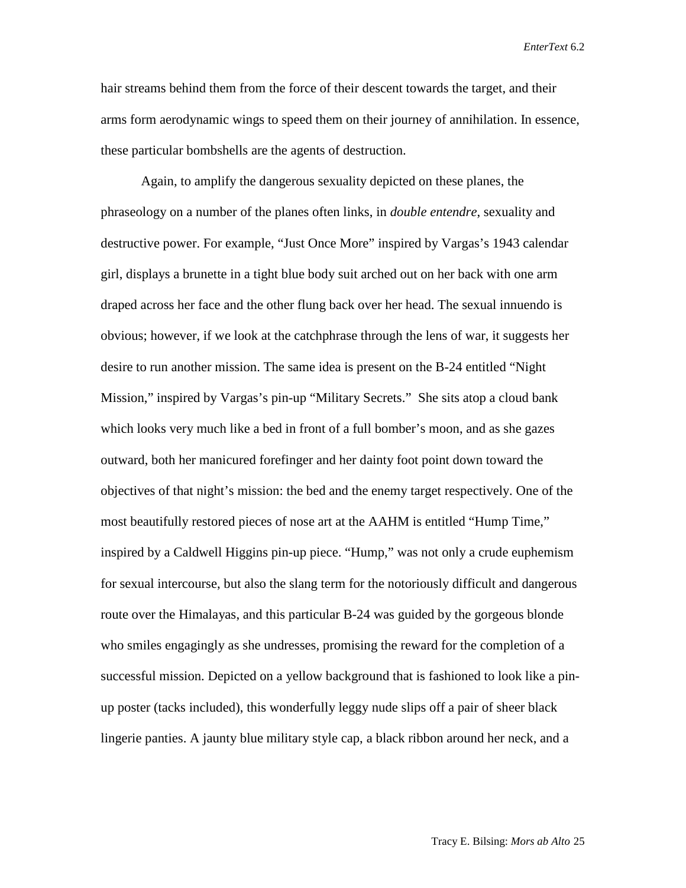hair streams behind them from the force of their descent towards the target, and their arms form aerodynamic wings to speed them on their journey of annihilation. In essence, these particular bombshells are the agents of destruction.

Again, to amplify the dangerous sexuality depicted on these planes, the phraseology on a number of the planes often links, in *double entendre*, sexuality and destructive power. For example, "Just Once More" inspired by Vargas's 1943 calendar girl, displays a brunette in a tight blue body suit arched out on her back with one arm draped across her face and the other flung back over her head. The sexual innuendo is obvious; however, if we look at the catchphrase through the lens of war, it suggests her desire to run another mission. The same idea is present on the B-24 entitled "Night Mission," inspired by Vargas's pin-up "Military Secrets." She sits atop a cloud bank which looks very much like a bed in front of a full bomber's moon, and as she gazes outward, both her manicured forefinger and her dainty foot point down toward the objectives of that night's mission: the bed and the enemy target respectively. One of the most beautifully restored pieces of nose art at the AAHM is entitled "Hump Time," inspired by a Caldwell Higgins pin-up piece. "Hump," was not only a crude euphemism for sexual intercourse, but also the slang term for the notoriously difficult and dangerous route over the Himalayas, and this particular B-24 was guided by the gorgeous blonde who smiles engagingly as she undresses, promising the reward for the completion of a successful mission. Depicted on a yellow background that is fashioned to look like a pin-up poster (tacks included), this wonderfully leggy nude slips off a pair of sheer black lingerie panties. A jaunty blue military style cap, a black ribbon around her neck, and a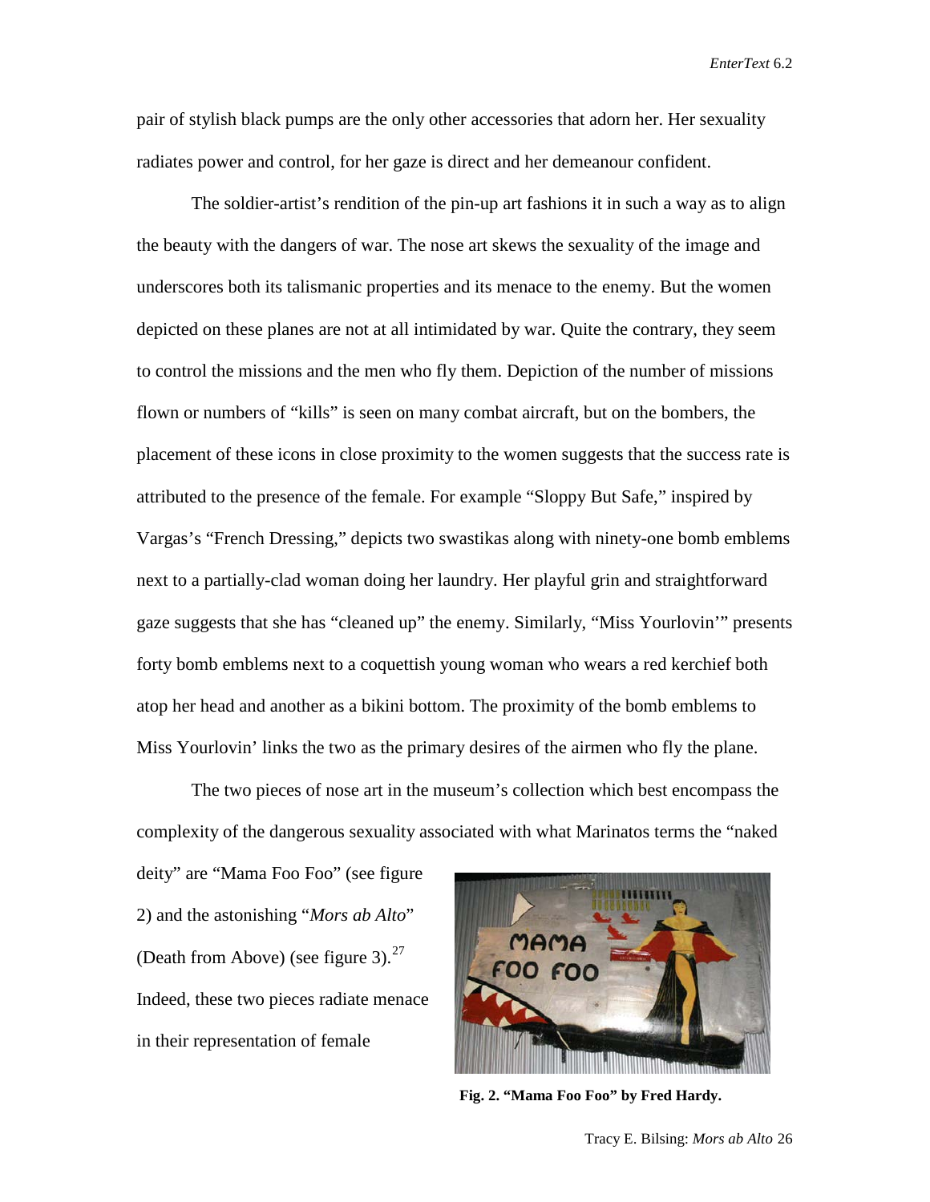pair of stylish black pumps are the only other accessories that adorn her. Her sexuality radiates power and control, for her gaze is direct and her demeanour confident.

The soldier-artist's rendition of the pin-up art fashions it in such a way as to align the beauty with the dangers of war. The nose art skews the sexuality of the image and underscores both its talismanic properties and its menace to the enemy. But the women depicted on these planes are not at all intimidated by war. Quite the contrary, they seem to control the missions and the men who fly them. Depiction of the number of missions flown or numbers of "kills" is seen on many combat aircraft, but on the bombers, the placement of these icons in close proximity to the women suggests that the success rate is attributed to the presence of the female. For example "Sloppy But Safe," inspired by Vargas's "French Dressing," depicts two swastikas along with ninety-one bomb emblems next to a partially-clad woman doing her laundry. Her playful grin and straightforward gaze suggests that she has "cleaned up" the enemy. Similarly, "Miss Yourlovin'" presents forty bomb emblems next to a coquettish young woman who wears a red kerchief both atop her head and another as a bikini bottom. The proximity of the bomb emblems to Miss Yourlovin' links the two as the primary desires of the airmen who fly the plane.

The two pieces of nose art in the museum's collection which best encompass the complexity of the dangerous sexuality associated with what Marinatos terms the "naked deity" are "Mama Foo Foo" (see figure 2) and the astonishing "*Mors ab Alto*" (Death from Above) (see figure 3).[27] Indeed, these two pieces radiate menace in their representation of female

**Fig. 2. "Mama Foo Foo" by Fred Hardy.**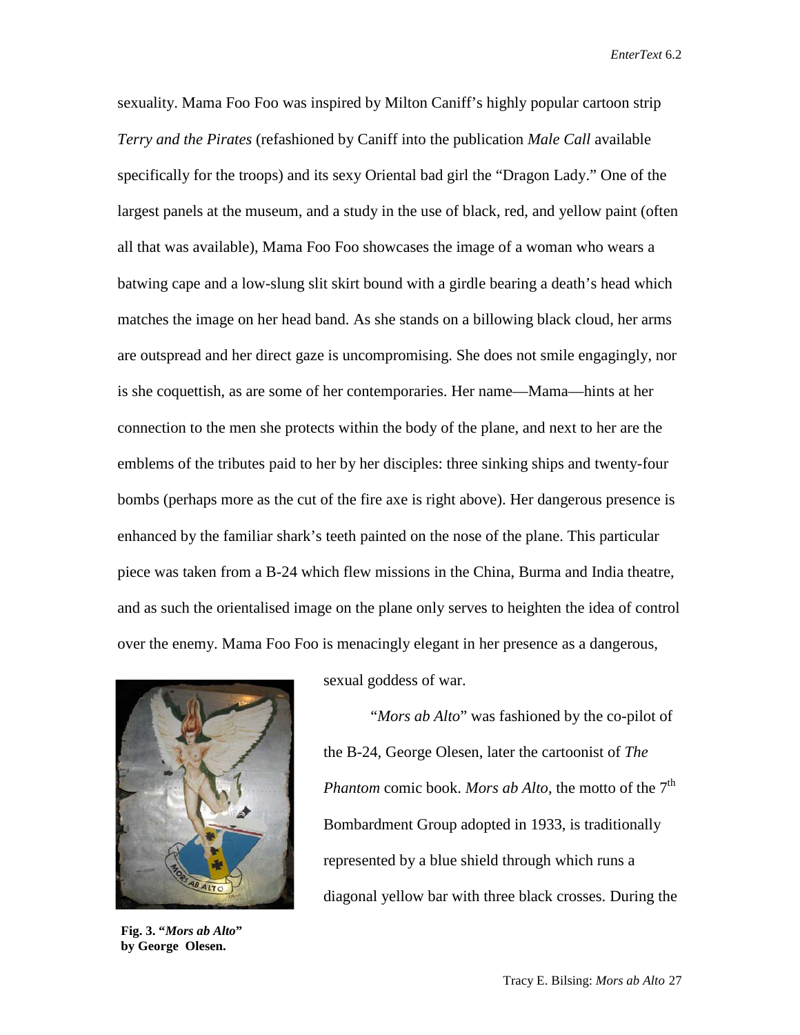sexuality. Mama Foo Foo was inspired by Milton Caniff's highly popular cartoon strip *Terry and the Pirates* (refashioned by Caniff into the publication *Male Call* available specifically for the troops) and its sexy Oriental bad girl the "Dragon Lady." One of the largest panels at the museum, and a study in the use of black, red, and yellow paint (often all that was available), Mama Foo Foo showcases the image of a woman who wears a batwing cape and a low-slung slit skirt bound with a girdle bearing a death's head which matches the image on her head band. As she stands on a billowing black cloud, her arms are outspread and her direct gaze is uncompromising. She does not smile engagingly, nor is she coquettish, as are some of her contemporaries. Her name—Mama—hints at her connection to the men she protects within the body of the plane, and next to her are the emblems of the tributes paid to her by her disciples: three sinking ships and twenty-four bombs (perhaps more as the cut of the fire axe is right above). Her dangerous presence is enhanced by the familiar shark's teeth painted on the nose of the plane. This particular piece was taken from a B-24 which flew missions in the China, Burma and India theatre, and as such the orientalised image on the plane only serves to heighten the idea of control over the enemy. Mama Foo Foo is menacingly elegant in her presence as a dangerous, sexual goddess of war.

**Fig. 3. "*Mors ab Alto*" by George Olesen.**

"*Mors ab Alto*" was fashioned by the co-pilot of the B-24, George Olesen, later the cartoonist of *The Phantom* comic book. *Mors ab Alto*, the motto of the 7th Bombardment Group adopted in 1933, is traditionally represented by a blue shield through which runs a diagonal yellow bar with three black crosses. During the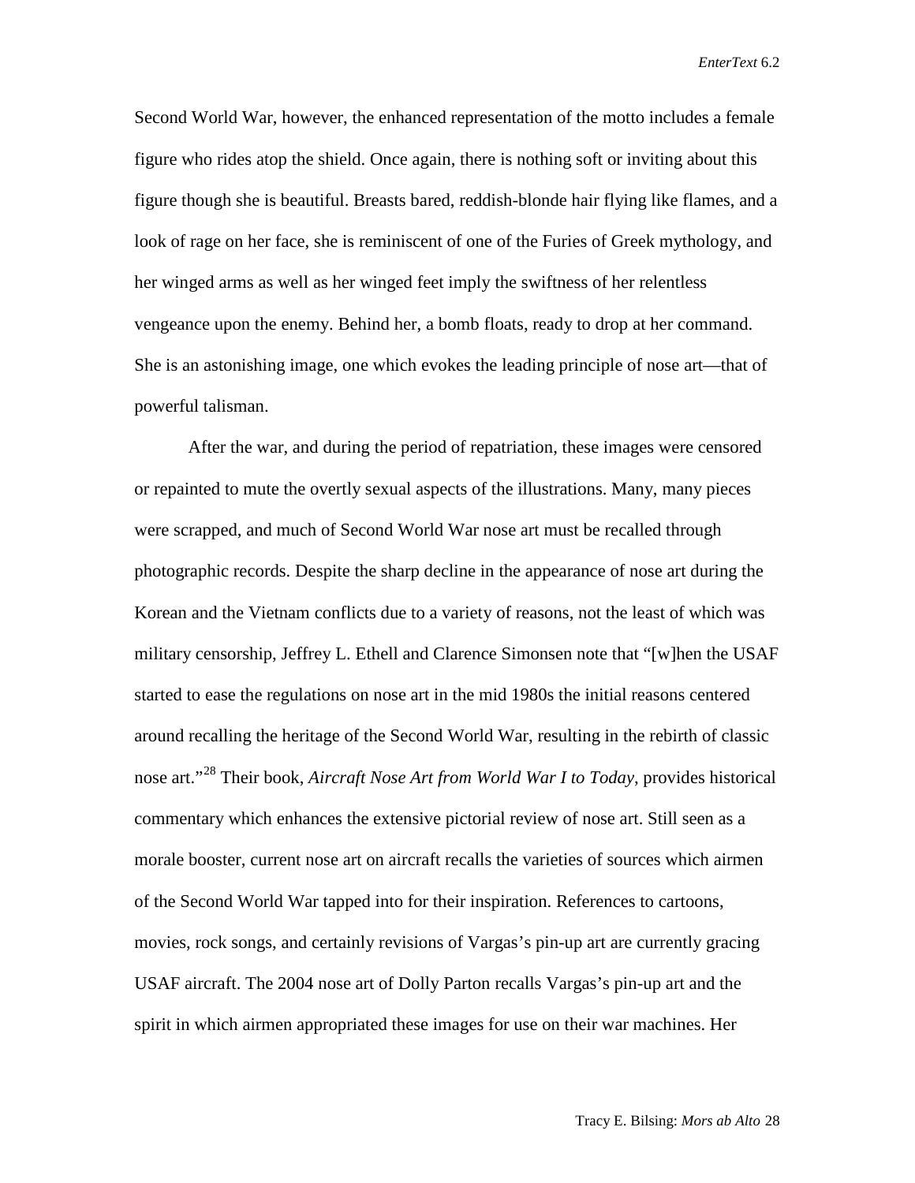Second World War, however, the enhanced representation of the motto includes a female figure who rides atop the shield. Once again, there is nothing soft or inviting about this figure though she is beautiful. Breasts bared, reddish-blonde hair flying like flames, and a look of rage on her face, she is reminiscent of one of the Furies of Greek mythology, and her winged arms as well as her winged feet imply the swiftness of her relentless vengeance upon the enemy. Behind her, a bomb floats, ready to drop at her command. She is an astonishing image, one which evokes the leading principle of nose art—that of powerful talisman.

After the war, and during the period of repatriation, these images were censored or repainted to mute the overtly sexual aspects of the illustrations. Many, many pieces were scrapped, and much of Second World War nose art must be recalled through photographic records. Despite the sharp decline in the appearance of nose art during the Korean and the Vietnam conflicts due to a variety of reasons, not the least of which was military censorship, Jeffrey L. Ethell and Clarence Simonsen note that "[w]hen the USAF started to ease the regulations on nose art in the mid 1980s the initial reasons centered around recalling the heritage of the Second World War, resulting in the rebirth of classic nose art."[28] Their book, *Aircraft Nose Art from World War I to Today*, provides historical commentary which enhances the extensive pictorial review of nose art. Still seen as a morale booster, current nose art on aircraft recalls the varieties of sources which airmen of the Second World War tapped into for their inspiration. References to cartoons, movies, rock songs, and certainly revisions of Vargas's pin-up art are currently gracing USAF aircraft. The 2004 nose art of Dolly Parton recalls Vargas's pin-up art and the spirit in which airmen appropriated these images for use on their war machines. Her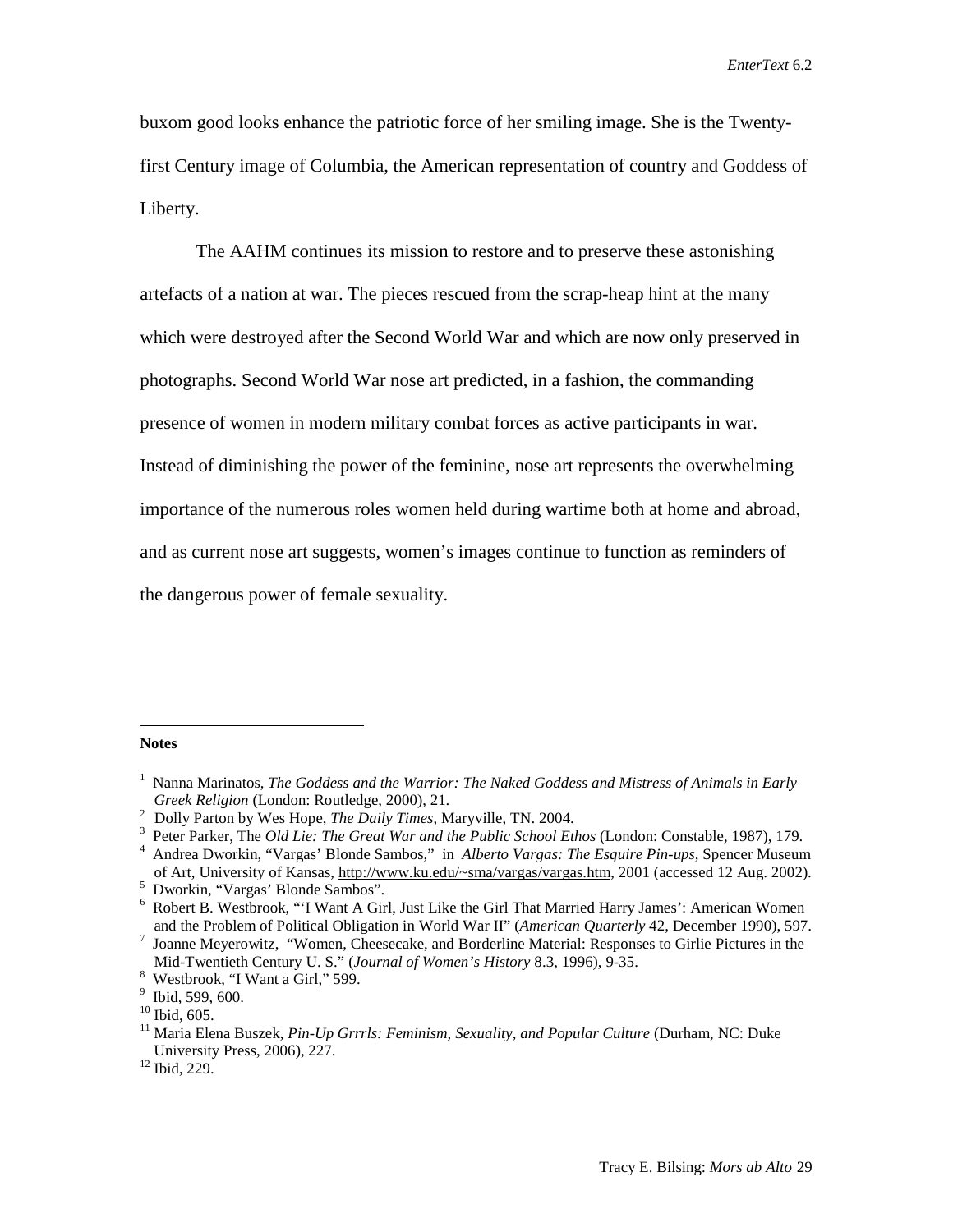buxom good looks enhance the patriotic force of her smiling image. She is the Twenty-first Century image of Columbia, the American representation of country and Goddess of Liberty.

The AAHM continues its mission to restore and to preserve these astonishing artefacts of a nation at war. The pieces rescued from the scrap-heap hint at the many which were destroyed after the Second World War and which are now only preserved in photographs. Second World War nose art predicted, in a fashion, the commanding presence of women in modern military combat forces as active participants in war. Instead of diminishing the power of the feminine, nose art represents the overwhelming importance of the numerous roles women held during wartime both at home and abroad, and as current nose art suggests, women's images continue to function as reminders of the dangerous power of female sexuality.

---

**Notes**

[1] Nanna Marinatos, *The Goddess and the Warrior: The Naked Goddess and Mistress of Animals in Early Greek Religion* (London: Routledge, 2000), 21.
[2] Dolly Parton by Wes Hope, *The Daily Times*, Maryville, TN. 2004.
[3] Peter Parker, The *Old Lie: The Great War and the Public School Ethos* (London: Constable, 1987), 179.
[4] Andrea Dworkin, "Vargas' Blonde Sambos," in *Alberto Vargas: The Esquire Pin-ups*, Spencer Museum of Art, University of Kansas, http://www.ku.edu/~sma/vargas/vargas.htm, 2001 (accessed 12 Aug. 2002).
[5] Dworkin, "Vargas' Blonde Sambos".
[6] Robert B. Westbrook, "'I Want A Girl, Just Like the Girl That Married Harry James': American Women and the Problem of Political Obligation in World War II" (*American Quarterly* 42, December 1990), 597.
[7] Joanne Meyerowitz, "Women, Cheesecake, and Borderline Material: Responses to Girlie Pictures in the Mid-Twentieth Century U. S." (*Journal of Women's History* 8.3, 1996), 9-35.
[8] Westbrook, "I Want a Girl," 599.
[9] Ibid, 599, 600.
[10] Ibid, 605.
[11] Maria Elena Buszek, *Pin-Up Grrrls: Feminism, Sexuality, and Popular Culture* (Durham, NC: Duke University Press, 2006), 227.
[12] Ibid, 229.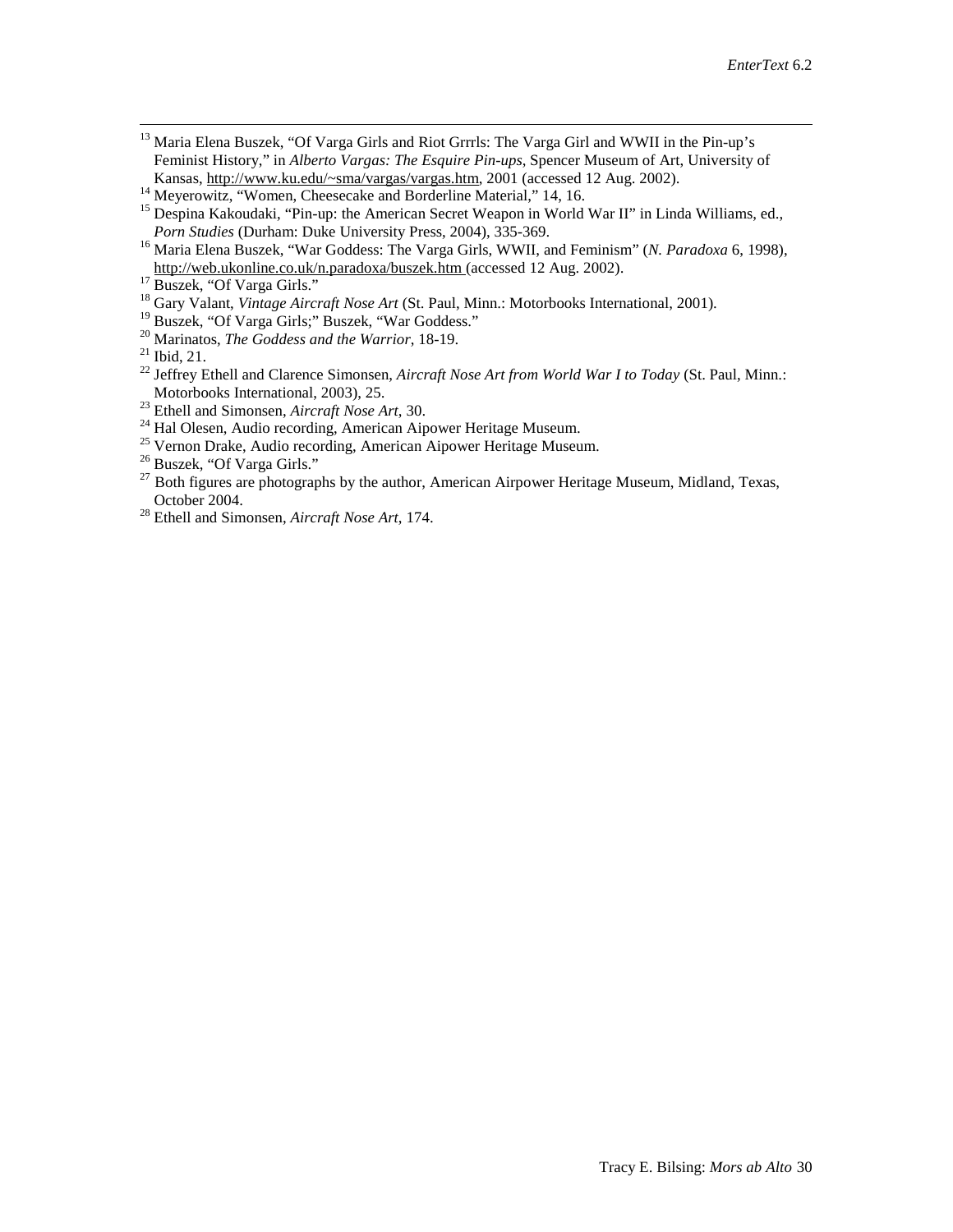[13] Maria Elena Buszek, "Of Varga Girls and Riot Grrrls: The Varga Girl and WWII in the Pin-up's Feminist History," in *Alberto Vargas: The Esquire Pin-ups*, Spencer Museum of Art, University of Kansas, http://www.ku.edu/~sma/vargas/vargas.htm, 2001 (accessed 12 Aug. 2002).

[14] Meyerowitz, "Women, Cheesecake and Borderline Material," 14, 16.

[15] Despina Kakoudaki, "Pin-up: the American Secret Weapon in World War II" in Linda Williams, ed., *Porn Studies* (Durham: Duke University Press, 2004), 335-369.

[16] Maria Elena Buszek, "War Goddess: The Varga Girls, WWII, and Feminism" (*N. Paradoxa* 6, 1998), http://web.ukonline.co.uk/n.paradoxa/buszek.htm (accessed 12 Aug. 2002).

[17] Buszek, "Of Varga Girls."

[18] Gary Valant, *Vintage Aircraft Nose Art* (St. Paul, Minn.: Motorbooks International, 2001).

[19] Buszek, "Of Varga Girls;" Buszek, "War Goddess."

[20] Marinatos, *The Goddess and the Warrior*, 18-19.

[21] Ibid, 21.

[22] Jeffrey Ethell and Clarence Simonsen, *Aircraft Nose Art from World War I to Today* (St. Paul, Minn.: Motorbooks International, 2003), 25.

[23] Ethell and Simonsen, *Aircraft Nose Art*, 30.

[24] Hal Olesen, Audio recording, American Aipower Heritage Museum.

[25] Vernon Drake, Audio recording, American Aipower Heritage Museum.

[26] Buszek, "Of Varga Girls."

[27] Both figures are photographs by the author, American Airpower Heritage Museum, Midland, Texas, October 2004.

[28] Ethell and Simonsen, *Aircraft Nose Art*, 174.